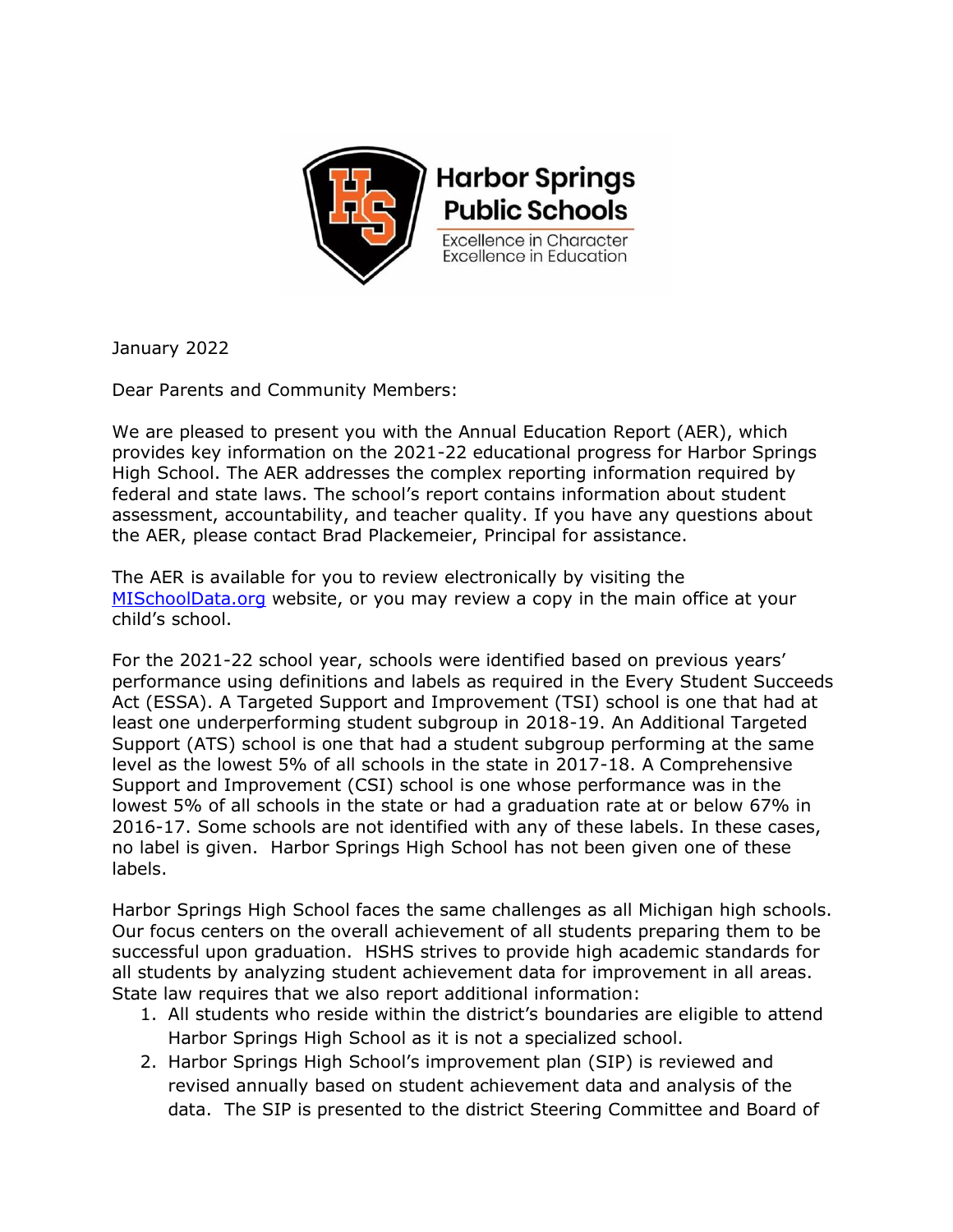Harbor Springs Public Schools

Excellence in Character
Excellence in Education

January 2022

Dear Parents and Community Members:

We are pleased to present you with the Annual Education Report (AER), which provides key information on the 2021-22 educational progress for Harbor Springs High School. The AER addresses the complex reporting information required by federal and state laws. The school's report contains information about student assessment, accountability, and teacher quality. If you have any questions about the AER, please contact Brad Plackemeier, Principal for assistance.

The AER is available for you to review electronically by visiting the [MISchoolData.org](MISchoolData.org) website, or you may review a copy in the main office at your child's school.

For the 2021-22 school year, schools were identified based on previous years' performance using definitions and labels as required in the Every Student Succeeds Act (ESSA). A Targeted Support and Improvement (TSI) school is one that had at least one underperforming student subgroup in 2018-19. An Additional Targeted Support (ATS) school is one that had a student subgroup performing at the same level as the lowest 5% of all schools in the state in 2017-18. A Comprehensive Support and Improvement (CSI) school is one whose performance was in the lowest 5% of all schools in the state or had a graduation rate at or below 67% in 2016-17. Some schools are not identified with any of these labels. In these cases, no label is given. Harbor Springs High School has not been given one of these labels.

Harbor Springs High School faces the same challenges as all Michigan high schools. Our focus centers on the overall achievement of all students preparing them to be successful upon graduation. HSHS strives to provide high academic standards for all students by analyzing student achievement data for improvement in all areas. State law requires that we also report additional information:

1. All students who reside within the district's boundaries are eligible to attend Harbor Springs High School as it is not a specialized school.
2. Harbor Springs High School's improvement plan (SIP) is reviewed and revised annually based on student achievement data and analysis of the data. The SIP is presented to the district Steering Committee and Board of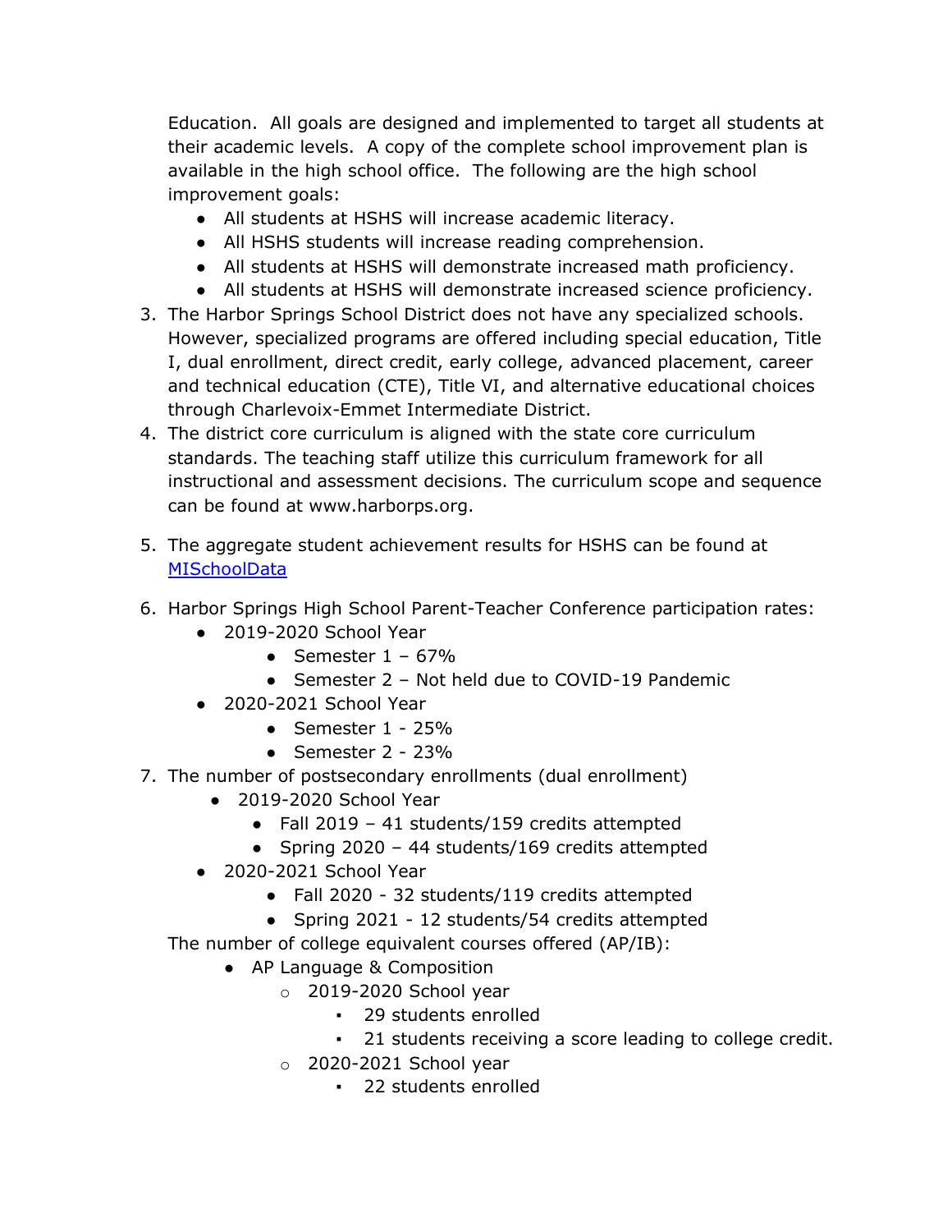Education. All goals are designed and implemented to target all students at their academic levels. A copy of the complete school improvement plan is available in the high school office. The following are the high school improvement goals:

- All students at HSHS will increase academic literacy.
- All HSHS students will increase reading comprehension.
- All students at HSHS will demonstrate increased math proficiency.
- All students at HSHS will demonstrate increased science proficiency.

3. The Harbor Springs School District does not have any specialized schools. However, specialized programs are offered including special education, Title I, dual enrollment, direct credit, early college, advanced placement, career and technical education (CTE), Title VI, and alternative educational choices through Charlevoix-Emmet Intermediate District.
4. The district core curriculum is aligned with the state core curriculum standards. The teaching staff utilize this curriculum framework for all instructional and assessment decisions. The curriculum scope and sequence can be found at www.harborps.org.
5. The aggregate student achievement results for HSHS can be found at MISchoolData
6. Harbor Springs High School Parent-Teacher Conference participation rates:
   - 2019-2020 School Year
     - Semester 1 – 67%
     - Semester 2 – Not held due to COVID-19 Pandemic
   - 2020-2021 School Year
     - Semester 1 - 25%
     - Semester 2 - 23%
7. The number of postsecondary enrollments (dual enrollment)
   - 2019-2020 School Year
     - Fall 2019 – 41 students/159 credits attempted
     - Spring 2020 – 44 students/169 credits attempted
   - 2020-2021 School Year
     - Fall 2020 - 32 students/119 credits attempted
     - Spring 2021 - 12 students/54 credits attempted

   The number of college equivalent courses offered (AP/IB):
   - AP Language & Composition
     - 2019-2020 School year
       - 29 students enrolled
       - 21 students receiving a score leading to college credit.
     - 2020-2021 School year
       - 22 students enrolled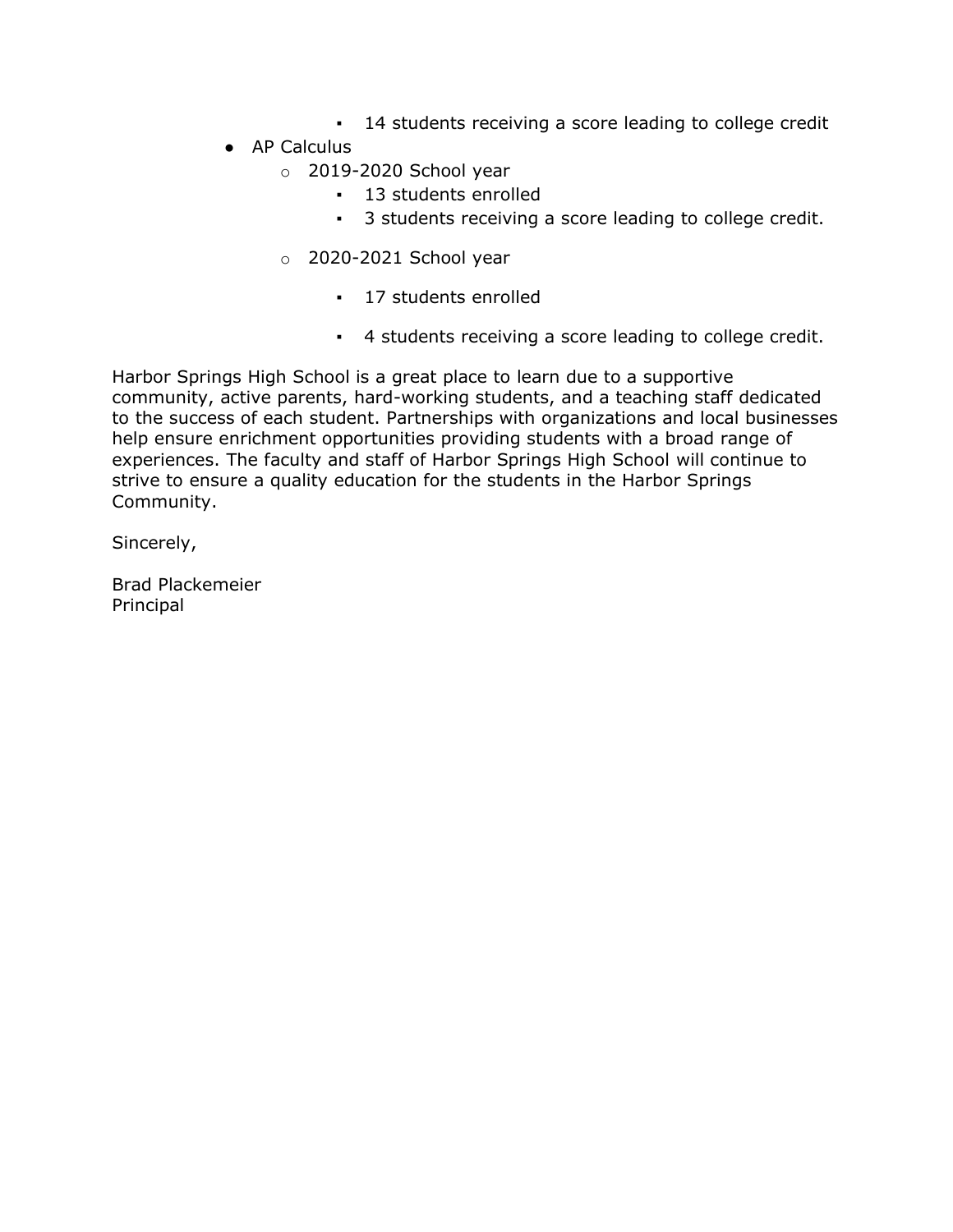- 14 students receiving a score leading to college credit
- AP Calculus
  - 2019-2020 School year
    - 13 students enrolled
    - 3 students receiving a score leading to college credit.
  - 2020-2021 School year
    - 17 students enrolled
    - 4 students receiving a score leading to college credit.

Harbor Springs High School is a great place to learn due to a supportive community, active parents, hard-working students, and a teaching staff dedicated to the success of each student. Partnerships with organizations and local businesses help ensure enrichment opportunities providing students with a broad range of experiences. The faculty and staff of Harbor Springs High School will continue to strive to ensure a quality education for the students in the Harbor Springs Community.

Sincerely,

Brad Plackemeier
Principal